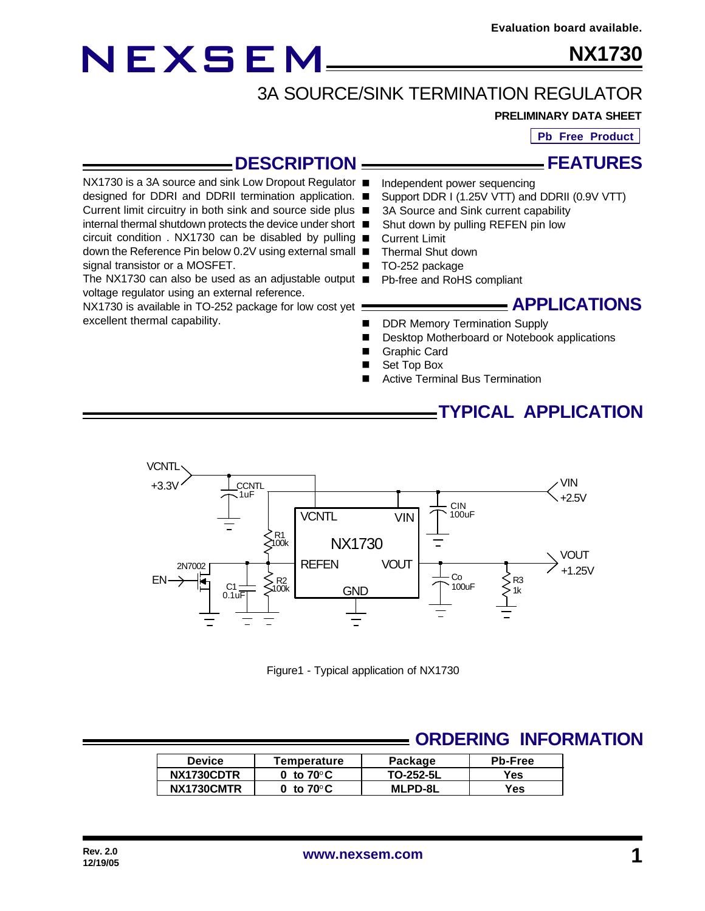Evaluation board available.

# NEXSEM

# NX1730

## 3A SOURCE/SINK TERMINATION REGULATOR

**PRELIMINARY DATA SHEET**

**Pb Free Product**

## DESCRIPTION

NX1730 is a 3A source and sink Low Dropout Regulator designed for DDRI and DDRII termination application. Current limit circuitry in both sink and source side plus internal thermal shutdown protects the device under short circuit condition . NX1730 can be disabled by pulling down the Reference Pin below 0.2V using external small signal transistor or a MOSFET.

The NX1730 can also be used as an adjustable output voltage regulator using an external reference.

NX1730 is available in TO-252 package for low cost yet excellent thermal capability.

## FEATURES

- Independent power sequencing
- Support DDR I (1.25V VTT) and DDRII (0.9V VTT)
- 3A Source and Sink current capability
- Shut down by pulling REFEN pin low
- Current Limit
- Thermal Shut down
- TO-252 package
- Pb-free and RoHS compliant

## APPLICATIONS

- DDR Memory Termination Supply
- Desktop Motherboard or Notebook applications
- Graphic Card
- Set Top Box
- Active Terminal Bus Termination

## TYPICAL APPLICATION

Figure1 - Typical application of NX1730

## ORDERING INFORMATION

| Device | Temperature | Package | Pb-Free |
|---|---|---|---|
| NX1730CDTR | 0 to 70°C | TO-252-5L | Yes |
| NX1730CMTR | 0 to 70°C | MLPD-8L | Yes |

Rev. 2.0
12/19/05

www.nexsem.com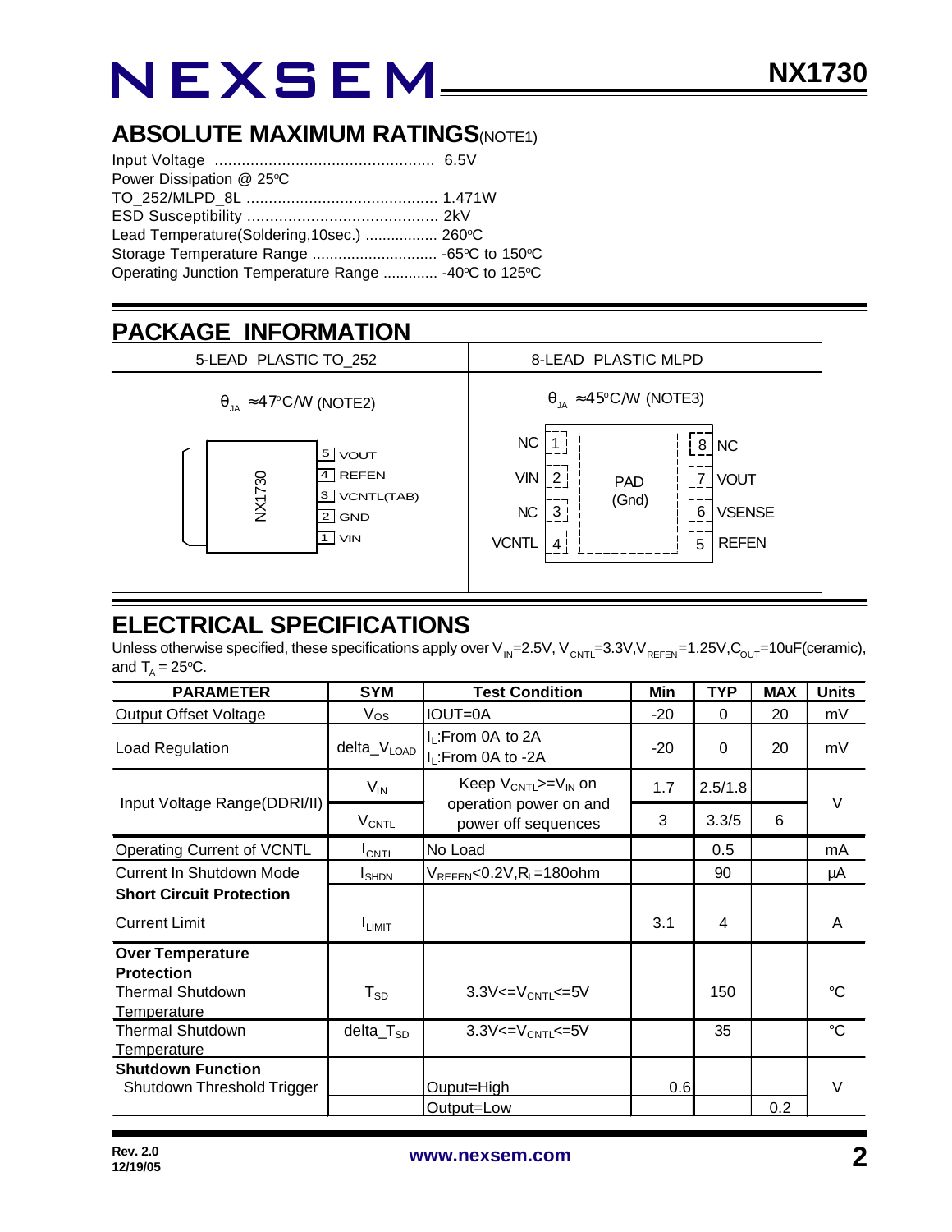## ABSOLUTE MAXIMUM RATINGS(NOTE1)

Input Voltage ................................................. 6.5V
Power Dissipation @ 25°C
TO_252/MLPD_8L ........................................... 1.471W
ESD Susceptibility .......................................... 2kV
Lead Temperature(Soldering,10sec.) ................. 260°C
Storage Temperature Range ............................ -65°C to 150°C
Operating Junction Temperature Range ............ -40°C to 125°C

## PACKAGE INFORMATION

| 5-LEAD PLASTIC TO_252 | 8-LEAD PLASTIC MLPD |
|---|---|
| $\theta_{JA}$ ≈47°C/W (NOTE2) | $\theta_{JA}$ ≈45°C/W (NOTE3) |
| NX1730: 5 VOUT, 4 REFEN, 3 VCNTL(TAB), 2 GND, 1 VIN | 1 NC, 2 VIN, 3 NC, 4 VCNTL, PAD (Gnd), 5 REFEN, 6 VSENSE, 7 VOUT, 8 NC |

## ELECTRICAL SPECIFICATIONS

Unless otherwise specified, these specifications apply over $V_{IN}$=2.5V, $V_{CNTL}$=3.3V,$V_{REFEN}$=1.25V,$C_{OUT}$=10uF(ceramic), and $T_A$ = 25°C.

| PARAMETER | SYM | Test Condition | Min | TYP | MAX | Units |
|---|---|---|---|---|---|---|
| Output Offset Voltage | $V_{OS}$ | IOUT=0A | -20 | 0 | 20 | mV |
| Load Regulation | delta_$V_{LOAD}$ | $I_L$:From 0A to 2A<br>$I_L$:From 0A to -2A | -20 | 0 | 20 | mV |
| Input Voltage Range(DDRI/II) | $V_{IN}$ | Keep $V_{CNTL}$>=$V_{IN}$ on operation power on and power off sequences | 1.7 | 2.5/1.8 | | V |
| | $V_{CNTL}$ | | 3 | 3.3/5 | 6 | |
| Operating Current of VCNTL | $I_{CNTL}$ | No Load | | 0.5 | | mA |
| Current In Shutdown Mode | $I_{SHDN}$ | $V_{REFEN}$<0.2V,$R_L$=180ohm | | 90 | | µA |
| **Short Circuit Protection** | | | | | | |
| Current Limit | $I_{LIMIT}$ | | 3.1 | 4 | | A |
| **Over Temperature Protection** | | | | | | |
| Thermal Shutdown Temperature | $T_{SD}$ | 3.3V<=$V_{CNTL}$<=5V | | 150 | | °C |
| Thermal Shutdown Temperature | delta_$T_{SD}$ | 3.3V<=$V_{CNTL}$<=5V | | 35 | | °C |
| **Shutdown Function** | | | | | | |
| Shutdown Threshold Trigger | | Ouput=High | 0.6 | | | V |
| | | Output=Low | | | 0.2 | |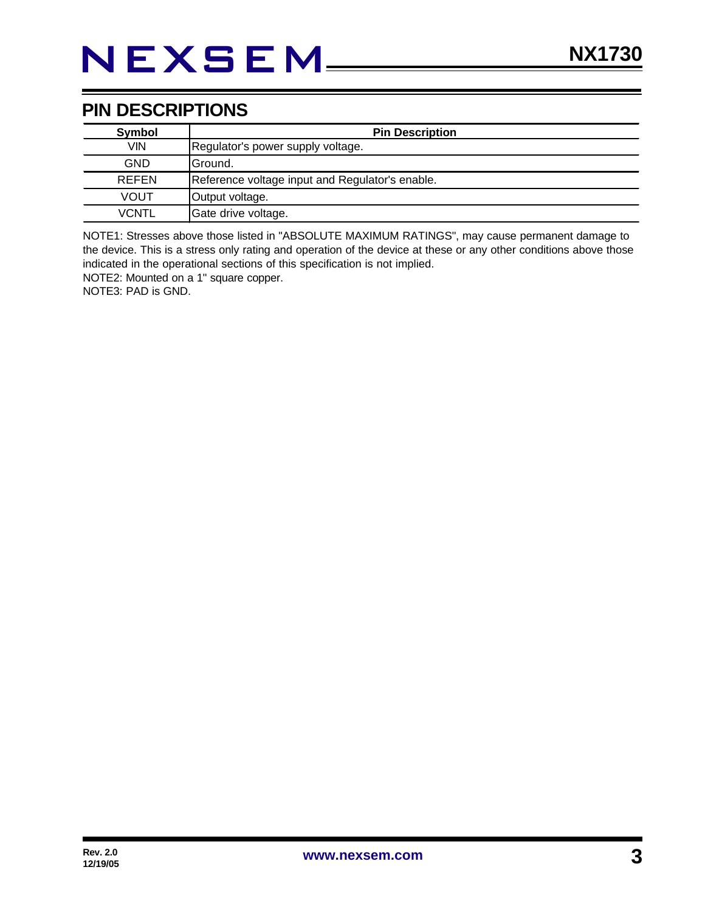## PIN DESCRIPTIONS

| Symbol | Pin Description |
|---|---|
| VIN | Regulator's power supply voltage. |
| GND | Ground. |
| REFEN | Reference voltage input and Regulator's enable. |
| VOUT | Output voltage. |
| VCNTL | Gate drive voltage. |

NOTE1: Stresses above those listed in "ABSOLUTE MAXIMUM RATINGS", may cause permanent damage to the device. This is a stress only rating and operation of the device at these or any other conditions above those indicated in the operational sections of this specification is not implied.
NOTE2: Mounted on a 1" square copper.
NOTE3: PAD is GND.